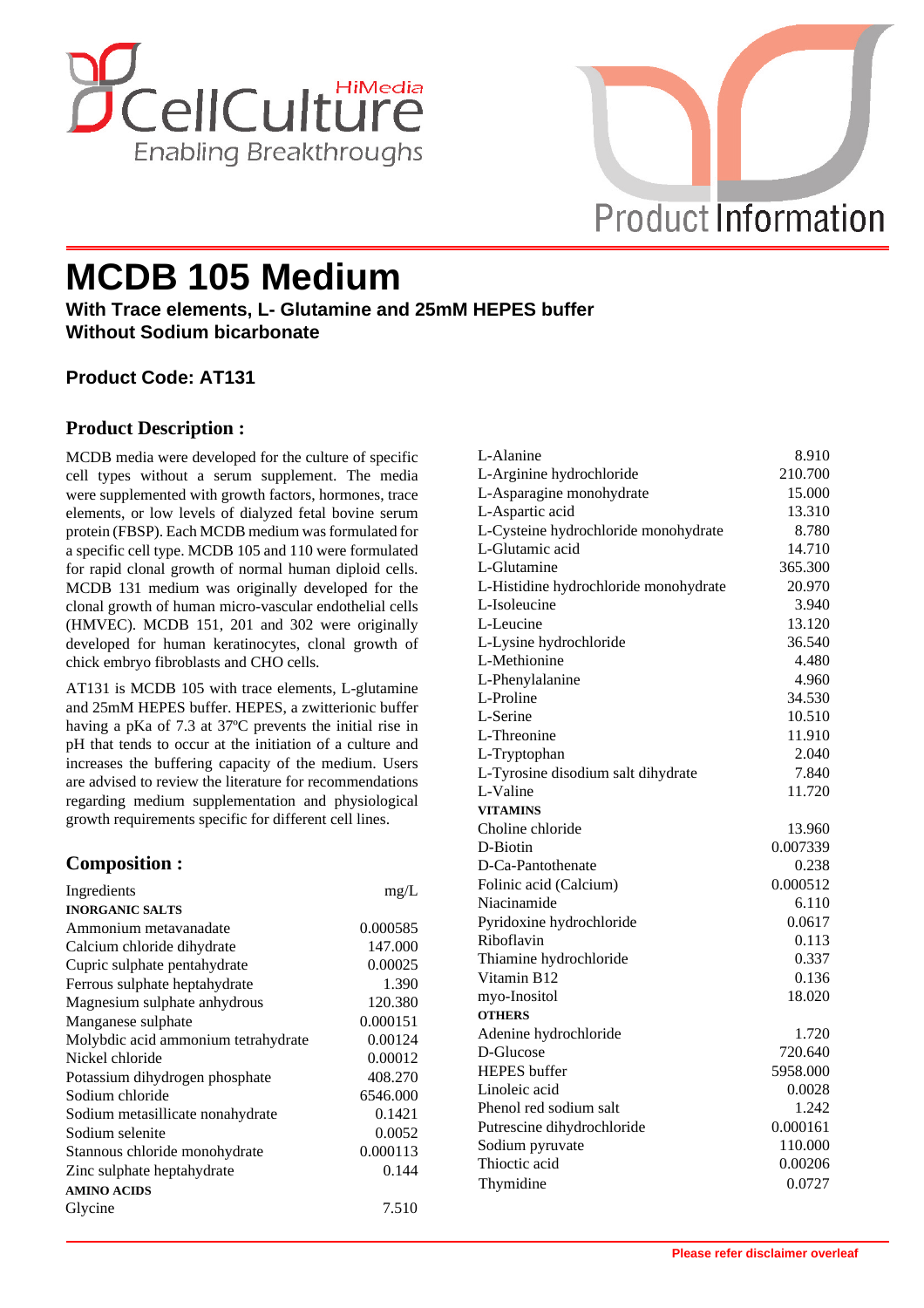# MCDB 105 Medium

**With Trace elements, L- Glutamine and 25mM HEPES buffer**
**Without Sodium bicarbonate**

### Product Code: AT131

## Product Description :

MCDB media were developed for the culture of specific cell types without a serum supplement. The media were supplemented with growth factors, hormones, trace elements, or low levels of dialyzed fetal bovine serum protein (FBSP). Each MCDB medium was formulated for a specific cell type. MCDB 105 and 110 were formulated for rapid clonal growth of normal human diploid cells. MCDB 131 medium was originally developed for the clonal growth of human micro-vascular endothelial cells (HMVEC). MCDB 151, 201 and 302 were originally developed for human keratinocytes, clonal growth of chick embryo fibroblasts and CHO cells.

AT131 is MCDB 105 with trace elements, L-glutamine and 25mM HEPES buffer. HEPES, a zwitterionic buffer having a pKa of 7.3 at 37ºC prevents the initial rise in pH that tends to occur at the initiation of a culture and increases the buffering capacity of the medium. Users are advised to review the literature for recommendations regarding medium supplementation and physiological growth requirements specific for different cell lines.

## Composition :

| Ingredients | mg/L |
|---|---|
| **INORGANIC SALTS** | |
| Ammonium metavanadate | 0.000585 |
| Calcium chloride dihydrate | 147.000 |
| Cupric sulphate pentahydrate | 0.00025 |
| Ferrous sulphate heptahydrate | 1.390 |
| Magnesium sulphate anhydrous | 120.380 |
| Manganese sulphate | 0.000151 |
| Molybdic acid ammonium tetrahydrate | 0.00124 |
| Nickel chloride | 0.00012 |
| Potassium dihydrogen phosphate | 408.270 |
| Sodium chloride | 6546.000 |
| Sodium metasillicate nonahydrate | 0.1421 |
| Sodium selenite | 0.0052 |
| Stannous chloride monohydrate | 0.000113 |
| Zinc sulphate heptahydrate | 0.144 |
| **AMINO ACIDS** | |
| Glycine | 7.510 |
| L-Alanine | 8.910 |
| L-Arginine hydrochloride | 210.700 |
| L-Asparagine monohydrate | 15.000 |
| L-Aspartic acid | 13.310 |
| L-Cysteine hydrochloride monohydrate | 8.780 |
| L-Glutamic acid | 14.710 |
| L-Glutamine | 365.300 |
| L-Histidine hydrochloride monohydrate | 20.970 |
| L-Isoleucine | 3.940 |
| L-Leucine | 13.120 |
| L-Lysine hydrochloride | 36.540 |
| L-Methionine | 4.480 |
| L-Phenylalanine | 4.960 |
| L-Proline | 34.530 |
| L-Serine | 10.510 |
| L-Threonine | 11.910 |
| L-Tryptophan | 2.040 |
| L-Tyrosine disodium salt dihydrate | 7.840 |
| L-Valine | 11.720 |
| **VITAMINS** | |
| Choline chloride | 13.960 |
| D-Biotin | 0.007339 |
| D-Ca-Pantothenate | 0.238 |
| Folinic acid (Calcium) | 0.000512 |
| Niacinamide | 6.110 |
| Pyridoxine hydrochloride | 0.0617 |
| Riboflavin | 0.113 |
| Thiamine hydrochloride | 0.337 |
| Vitamin B12 | 0.136 |
| myo-Inositol | 18.020 |
| **OTHERS** | |
| Adenine hydrochloride | 1.720 |
| D-Glucose | 720.640 |
| HEPES buffer | 5958.000 |
| Linoleic acid | 0.0028 |
| Phenol red sodium salt | 1.242 |
| Putrescine dihydrochloride | 0.000161 |
| Sodium pyruvate | 110.000 |
| Thioctic acid | 0.00206 |
| Thymidine | 0.0727 |

**Please refer disclaimer overleaf**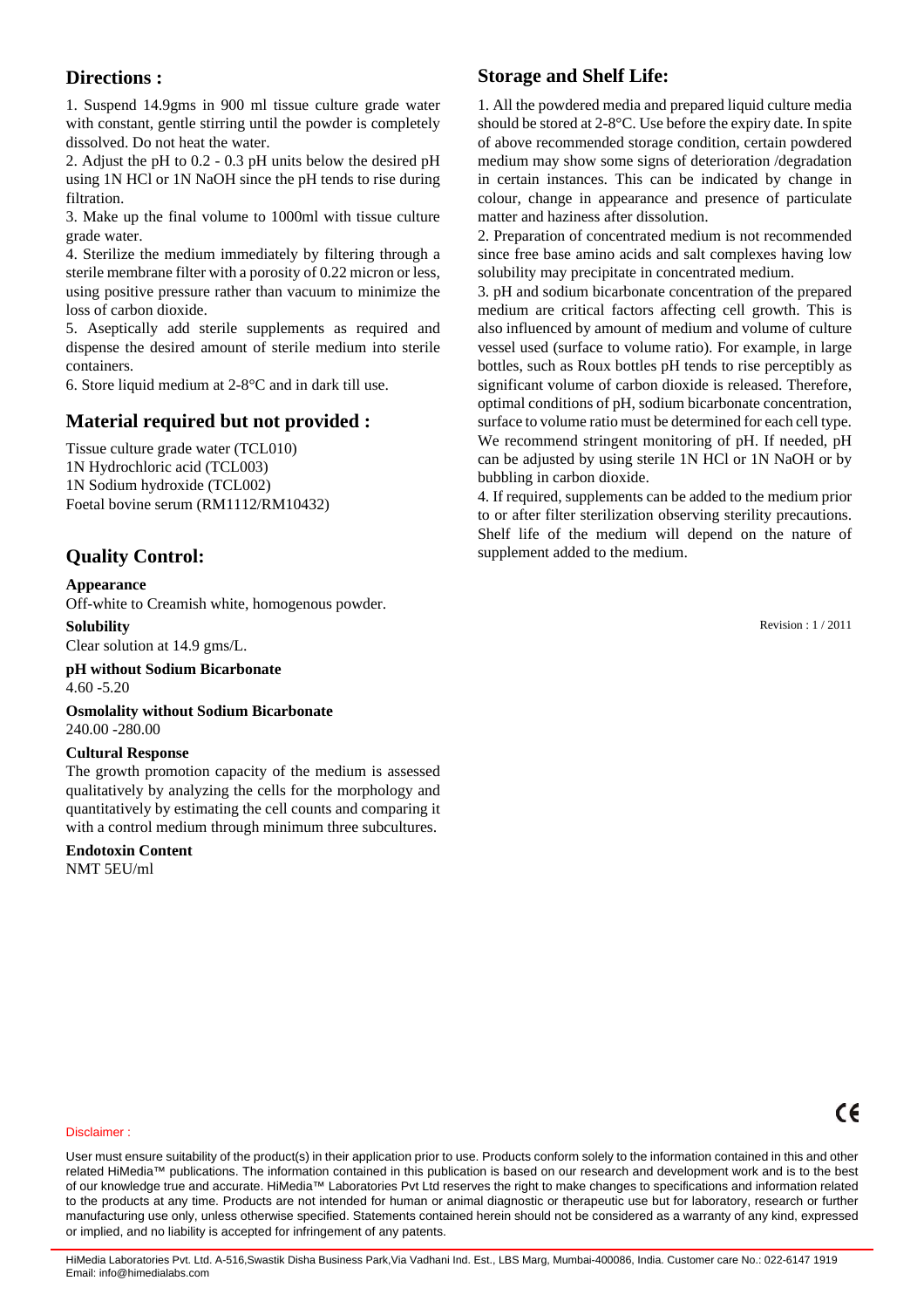## Directions :

1. Suspend 14.9gms in 900 ml tissue culture grade water with constant, gentle stirring until the powder is completely dissolved. Do not heat the water.
2. Adjust the pH to 0.2 - 0.3 pH units below the desired pH using 1N HCl or 1N NaOH since the pH tends to rise during filtration.
3. Make up the final volume to 1000ml with tissue culture grade water.
4. Sterilize the medium immediately by filtering through a sterile membrane filter with a porosity of 0.22 micron or less, using positive pressure rather than vacuum to minimize the loss of carbon dioxide.
5. Aseptically add sterile supplements as required and dispense the desired amount of sterile medium into sterile containers.
6. Store liquid medium at 2-8°C and in dark till use.

## Material required but not provided :

Tissue culture grade water (TCL010)
1N Hydrochloric acid (TCL003)
1N Sodium hydroxide (TCL002)
Foetal bovine serum (RM1112/RM10432)

## Quality Control:

**Appearance**
Off-white to Creamish white, homogenous powder.

**Solubility**
Clear solution at 14.9 gms/L.

**pH without Sodium Bicarbonate**
4.60 -5.20

**Osmolality without Sodium Bicarbonate**
240.00 -280.00

**Cultural Response**
The growth promotion capacity of the medium is assessed qualitatively by analyzing the cells for the morphology and quantitatively by estimating the cell counts and comparing it with a control medium through minimum three subcultures.

**Endotoxin Content**
NMT 5EU/ml

## Storage and Shelf Life:

1. All the powdered media and prepared liquid culture media should be stored at 2-8°C. Use before the expiry date. In spite of above recommended storage condition, certain powdered medium may show some signs of deterioration /degradation in certain instances. This can be indicated by change in colour, change in appearance and presence of particulate matter and haziness after dissolution.
2. Preparation of concentrated medium is not recommended since free base amino acids and salt complexes having low solubility may precipitate in concentrated medium.
3. pH and sodium bicarbonate concentration of the prepared medium are critical factors affecting cell growth. This is also influenced by amount of medium and volume of culture vessel used (surface to volume ratio). For example, in large bottles, such as Roux bottles pH tends to rise perceptibly as significant volume of carbon dioxide is released. Therefore, optimal conditions of pH, sodium bicarbonate concentration, surface to volume ratio must be determined for each cell type. We recommend stringent monitoring of pH. If needed, pH can be adjusted by using sterile 1N HCl or 1N NaOH or by bubbling in carbon dioxide.
4. If required, supplements can be added to the medium prior to or after filter sterilization observing sterility precautions. Shelf life of the medium will depend on the nature of supplement added to the medium.

Revision : 1 / 2011

Disclaimer :

User must ensure suitability of the product(s) in their application prior to use. Products conform solely to the information contained in this and other related HiMedia™ publications. The information contained in this publication is based on our research and development work and is to the best of our knowledge true and accurate. HiMedia™ Laboratories Pvt Ltd reserves the right to make changes to specifications and information related to the products at any time. Products are not intended for human or animal diagnostic or therapeutic use but for laboratory, research or further manufacturing use only, unless otherwise specified. Statements contained herein should not be considered as a warranty of any kind, expressed or implied, and no liability is accepted for infringement of any patents.

HiMedia Laboratories Pvt. Ltd. A-516,Swastik Disha Business Park,Via Vadhani Ind. Est., LBS Marg, Mumbai-400086, India. Customer care No.: 022-6147 1919 Email: info@himedialabs.com